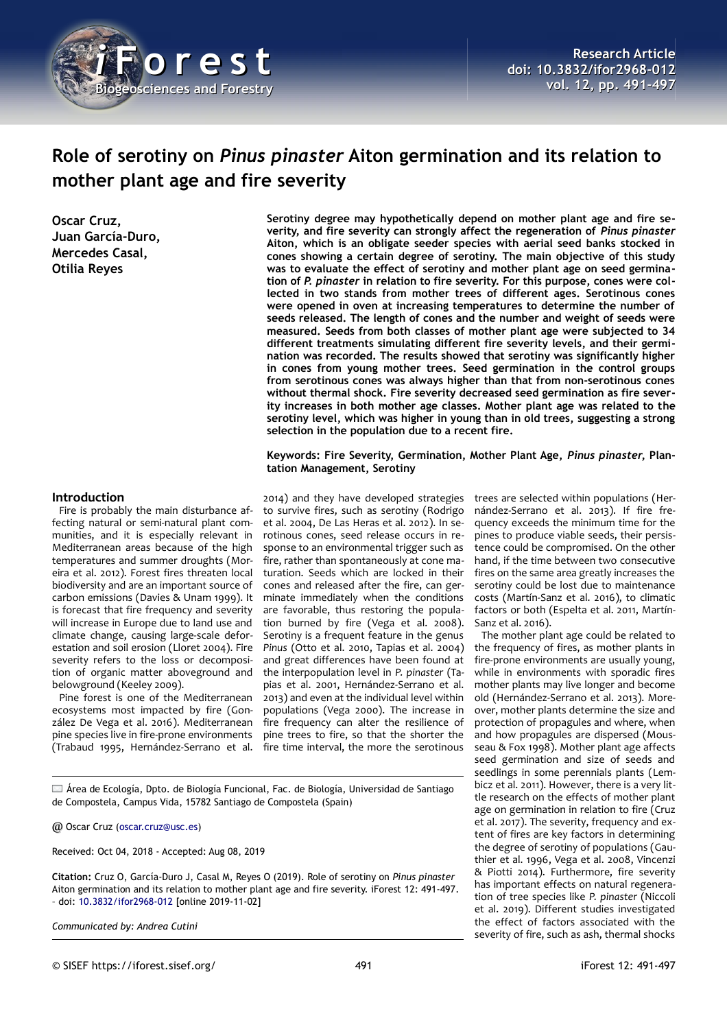# Role of serotiny on *Pinus pinaster* Aiton germination and its relation to mother plant age and fire severity

**Oscar Cruz, Juan García-Duro, Mercedes Casal, Otilia Reyes**

**Serotiny degree may hypothetically depend on mother plant age and fire severity, and fire severity can strongly affect the regeneration of *Pinus pinaster* Aiton, which is an obligate seeder species with aerial seed banks stocked in cones showing a certain degree of serotiny. The main objective of this study was to evaluate the effect of serotiny and mother plant age on seed germination of *P. pinaster* in relation to fire severity. For this purpose, cones were collected in two stands from mother trees of different ages. Serotinous cones were opened in oven at increasing temperatures to determine the number of seeds released. The length of cones and the number and weight of seeds were measured. Seeds from both classes of mother plant age were subjected to 34 different treatments simulating different fire severity levels, and their germination was recorded. The results showed that serotiny was significantly higher in cones from young mother trees. Seed germination in the control groups from serotinous cones was always higher than that from non-serotinous cones without thermal shock. Fire severity decreased seed germination as fire severity increases in both mother age classes. Mother plant age was related to the serotiny level, which was higher in young than in old trees, suggesting a strong selection in the population due to a recent fire.**

**Keywords: Fire Severity, Germination, Mother Plant Age, *Pinus pinaster*, Plantation Management, Serotiny**

## Introduction

Fire is probably the main disturbance affecting natural or semi-natural plant communities, and it is especially relevant in Mediterranean areas because of the high temperatures and summer droughts (Moreira et al. 2012). Forest fires threaten local biodiversity and are an important source of carbon emissions (Davies & Unam 1999). It is forecast that fire frequency and severity will increase in Europe due to land use and climate change, causing large-scale deforestation and soil erosion (Lloret 2004). Fire severity refers to the loss or decomposition of organic matter aboveground and belowground (Keeley 2009).

Pine forest is one of the Mediterranean ecosystems most impacted by fire (González De Vega et al. 2016). Mediterranean pine species live in fire-prone environments (Trabaud 1995, Hernández-Serrano et al. 2014) and they have developed strategies to survive fires, such as serotiny (Rodrigo et al. 2004, De Las Heras et al. 2012). In serotinous cones, seed release occurs in response to an environmental trigger such as fire, rather than spontaneously at cone maturation. Seeds which are locked in their cones and released after the fire, can germinate immediately when the conditions are favorable, thus restoring the population burned by fire (Vega et al. 2008). Serotiny is a frequent feature in the genus *Pinus* (Otto et al. 2010, Tapias et al. 2004) and great differences have been found at the interpopulation level in *P. pinaster* (Tapias et al. 2001, Hernández-Serrano et al. 2013) and even at the individual level within populations (Vega 2000). The increase in fire frequency can alter the resilience of pine trees to fire, so that the shorter the fire time interval, the more the serotinous trees are selected within populations (Hernández-Serrano et al. 2013). If fire frequency exceeds the minimum time for the pines to produce viable seeds, their persistence could be compromised. On the other hand, if the time between two consecutive fires on the same area greatly increases the serotiny could be lost due to maintenance costs (Martín-Sanz et al. 2016), to climatic factors or both (Espelta et al. 2011, Martín-Sanz et al. 2016).

The mother plant age could be related to the frequency of fires, as mother plants in fire-prone environments are usually young, while in environments with sporadic fires mother plants may live longer and become old (Hernández-Serrano et al. 2013). Moreover, mother plants determine the size and protection of propagules and where, when and how propagules are dispersed (Mousseau & Fox 1998). Mother plant age affects seed germination and size of seeds and seedlings in some perennials plants (Lembicz et al. 2011). However, there is a very little research on the effects of mother plant age on germination in relation to fire (Cruz et al. 2017). The severity, frequency and extent of fires are key factors in determining the degree of serotiny of populations (Gauthier et al. 1996, Vega et al. 2008, Vincenzi & Piotti 2014). Furthermore, fire severity has important effects on natural regeneration of tree species like *P. pinaster* (Niccoli et al. 2019). Different studies investigated the effect of factors associated with the severity of fire, such as ash, thermal shocks

Área de Ecología, Dpto. de Biología Funcional, Fac. de Biología, Universidad de Santiago de Compostela, Campus Vida, 15782 Santiago de Compostela (Spain)

@ Oscar Cruz (oscar.cruz@usc.es)

Received: Oct 04, 2018 - Accepted: Aug 08, 2019

**Citation:** Cruz O, García-Duro J, Casal M, Reyes O (2019). Role of serotiny on *Pinus pinaster* Aiton germination and its relation to mother plant age and fire severity. iForest 12: 491-497. – doi: 10.3832/ifor2968-012 [online 2019-11-02]

*Communicated by: Andrea Cutini*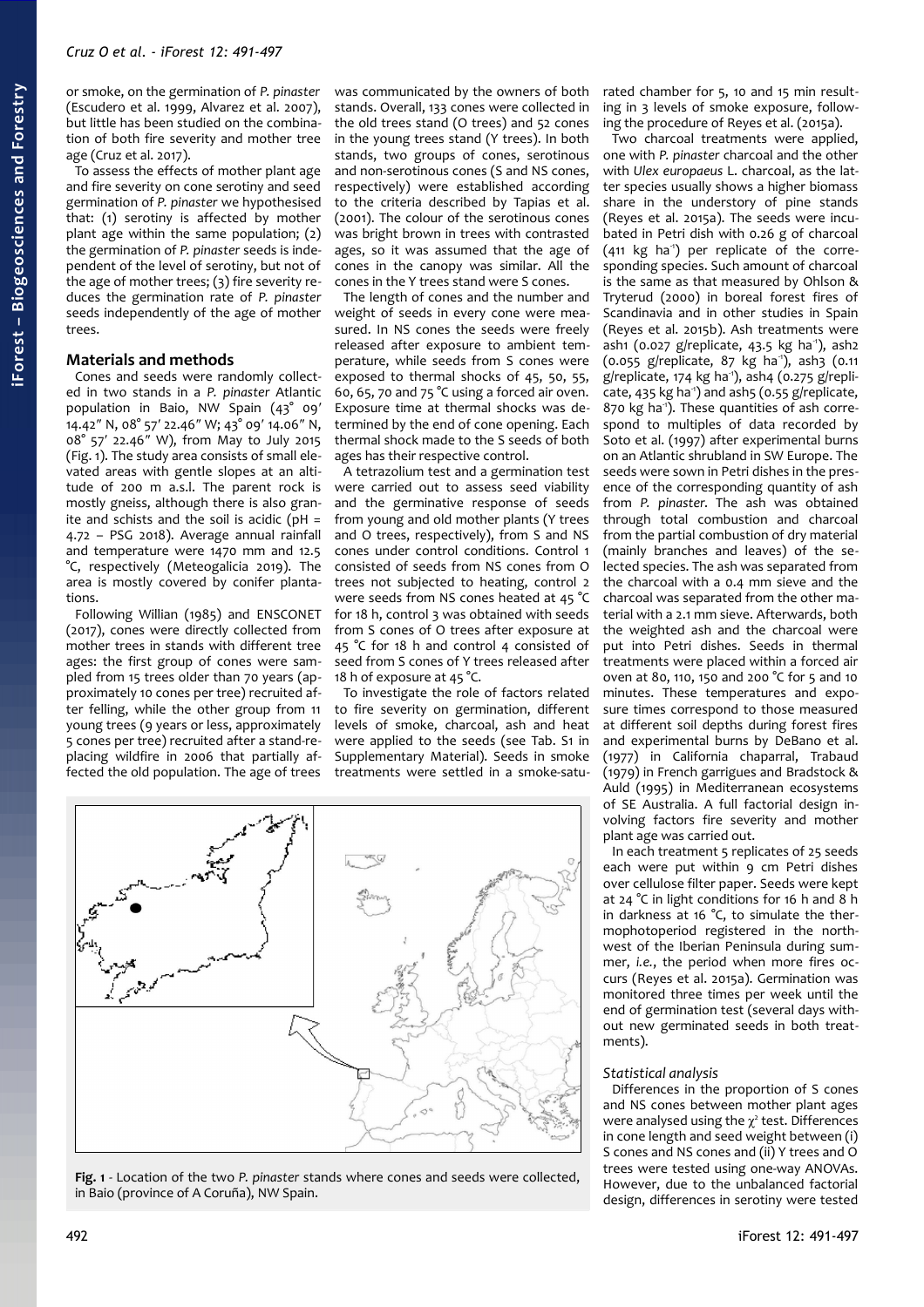or smoke, on the germination of *P. pinaster* (Escudero et al. 1999, Alvarez et al. 2007), but little has been studied on the combination of both fire severity and mother tree age (Cruz et al. 2017).

To assess the effects of mother plant age and fire severity on cone serotiny and seed germination of *P. pinaster* we hypothesised that: (1) serotiny is affected by mother plant age within the same population; (2) the germination of *P. pinaster* seeds is independent of the level of serotiny, but not of the age of mother trees; (3) fire severity reduces the germination rate of *P. pinaster* seeds independently of the age of mother trees.

## Materials and methods

Cones and seeds were randomly collected in a *P. pinaster* Atlantic population in Baio, NW Spain (43° 09′ 14.42″ N, 08° 57′ 22.46″ W; 43° 09′ 14.06″ N, 08° 57′ 22.46″ W), from May to July 2015 (Fig. 1). The study area consists of small elevated areas with gentle slopes at an altitude of 200 m a.s.l. The parent rock is mostly gneiss, although there is also granite and schists and the soil is acidic (pH = 4.72 – PSG 2018). Average annual rainfall and temperature were 1470 mm and 12.5 °C, respectively (Meteogalicia 2019). The area is mostly covered by conifer plantations.

Following Willian (1985) and ENSCONET (2017), cones were directly collected from mother trees in stands with different tree ages: the first group of cones were sampled from 15 trees older than 70 years (approximately 10 cones per tree) recruited after felling, while the other group from 11 young trees (9 years or less, approximately 5 cones per tree) recruited after a stand-replacing wildfire in 2006 that partially affected the old population. The age of trees was communicated by the owners of both stands. Overall, 133 cones were collected in the old trees stand (O trees) and 52 cones in the young trees stand (Y trees). In both stands, two groups of cones, serotinous and non-serotinous cones (S and NS cones, respectively) were established according to the criteria described by Tapias et al. (2001). The colour of the serotinous cones was bright brown in trees with contrasted ages, so it was assumed that the age of cones in the canopy was similar. All the cones in the Y trees stand were S cones.

The length of cones and the number and weight of seeds in every cone were measured. In NS cones the seeds were freely released after exposure to ambient temperature, while seeds from S cones were exposed to thermal shocks of 45, 50, 55, 60, 65, 70 and 75 °C using a forced air oven. Exposure time at thermal shocks was determined by the end of cone opening. Each thermal shock made to the S seeds of both ages has their respective control.

A tetrazolium test and a germination test were carried out to assess seed viability and the germinative response of seeds from young and old mother plants (Y trees and O trees, respectively), from S and NS cones under control conditions. Control 1 consisted of seeds from NS cones from O trees not subjected to heating, control 2 were seeds from NS cones heated at 45 °C for 18 h, control 3 was obtained with seeds from S cones of O trees after exposure at 45 °C for 18 h and control 4 consisted of seed from S cones of Y trees released after 18 h of exposure at 45 °C.

To investigate the role of factors related to fire severity on germination, different levels of smoke, charcoal, ash and heat were applied to the seeds (see Tab. S1 in Supplementary Material). Seeds in smoke treatments were settled in a smoke-saturated chamber for 5, 10 and 15 min resulting in 3 levels of smoke exposure, following the procedure of Reyes et al. (2015a).

Two charcoal treatments were applied, one with *P. pinaster* charcoal and the other with *Ulex europaeus* L. charcoal, as the latter species usually shows a higher biomass share in the understory of pine stands (Reyes et al. 2015a). The seeds were incubated in Petri dish with 0.26 g of charcoal (411 kg ha$^{-1}$) per replicate of the corresponding species. Such amount of charcoal is the same as that measured by Ohlson & Tryterud (2000) in boreal forest fires of Scandinavia and in other studies in Spain (Reyes et al. 2015b). Ash treatments were ash1 (0.027 g/replicate, 43.5 kg ha$^{-1}$), ash2 (0.055 g/replicate, 87 kg ha$^{-1}$), ash3 (0.11 g/replicate, 174 kg ha$^{-1}$), ash4 (0.275 g/replicate, 435 kg ha$^{-1}$) and ash5 (0.55 g/replicate, 870 kg ha$^{-1}$). These quantities of ash correspond to multiples of data recorded by Soto et al. (1997) after experimental burns on an Atlantic shrubland in SW Europe. The seeds were sown in Petri dishes in the presence of the corresponding quantity of ash from *P. pinaster*. The ash was obtained through total combustion and charcoal from the partial combustion of dry material (mainly branches and leaves) of the selected species. The ash was separated from the charcoal with a 0.4 mm sieve and the charcoal was separated from the other material with a 2.1 mm sieve. Afterwards, both the weighted ash and the charcoal were put into Petri dishes. Seeds in thermal treatments were placed within a forced air oven at 80, 110, 150 and 200 °C for 5 and 10 minutes. These temperatures and exposure times correspond to those measured at different soil depths during forest fires and experimental burns by DeBano et al. (1977) in California chaparral, Trabaud (1979) in French garrigues and Bradstock & Auld (1995) in Mediterranean ecosystems of SE Australia. A full factorial design involving factors fire severity and mother plant age was carried out.

In each treatment 5 replicates of 25 seeds each were put within 9 cm Petri dishes over cellulose filter paper. Seeds were kept at 24 °C in light conditions for 16 h and 8 h in darkness at 16 °C, to simulate the thermophotoperiod registered in the northwest of the Iberian Peninsula during summer, *i.e.*, the period when more fires occurs (Reyes et al. 2015a). Germination was monitored three times per week until the end of germination test (several days without new germinated seeds in both treatments).

### *Statistical analysis*

Differences in the proportion of S cones and NS cones between mother plant ages were analysed using the $\chi^2$ test. Differences in cone length and seed weight between (i) S cones and NS cones and (ii) Y trees and O trees were tested using one-way ANOVAs. However, due to the unbalanced factorial design, differences in serotiny were tested

**Fig. 1** - Location of the two *P. pinaster* stands where cones and seeds were collected, in Baio (province of A Coruña), NW Spain.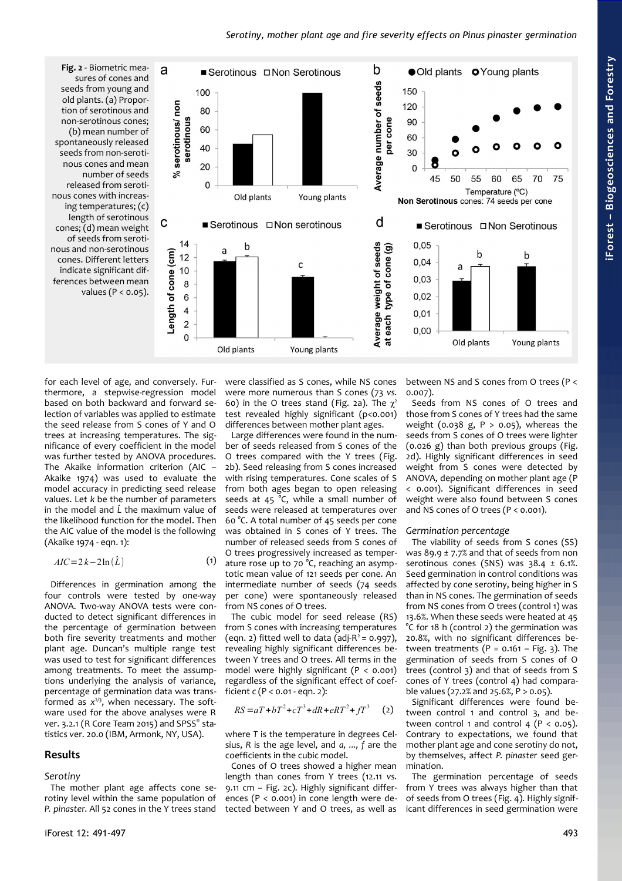Fig. 2 - Biometric measures of cones and seeds from young and old plants. (a) Proportion of serotinous and non-serotinous cones; (b) mean number of spontaneously released seeds from non-serotinous cones and mean number of seeds released from serotinous cones with increasing temperatures; (c) length of serotinous cones; (d) mean weight of seeds from serotinous and non-serotinous cones. Different letters indicate significant differences between mean values (P < 0.05).

for each level of age, and conversely. Furthermore, a stepwise-regression model based on both backward and forward selection of variables was applied to estimate the seed release from S cones of Y and O trees at increasing temperatures. The significance of every coefficient in the model was further tested by ANOVA procedures. The Akaike information criterion (AIC – Akaike 1974) was used to evaluate the model accuracy in predicting seed release values. Let $k$ be the number of parameters in the model and $\hat{L}$ the maximum value of the likelihood function for the model. Then the AIC value of the model is the following (Akaike 1974 - eqn. 1):

$$AIC = 2k - 2\ln(\hat{L}) \qquad (1)$$

Differences in germination among the four controls were tested by one-way ANOVA. Two-way ANOVA tests were conducted to detect significant differences in the percentage of germination between both fire severity treatments and mother plant age. Duncan's multiple range test was used to test for significant differences among treatments. To meet the assumptions underlying the analysis of variance, percentage of germination data was transformed as $x^{2/3}$, when necessary. The software used for the above analyses were R ver. 3.2.1 (R Core Team 2015) and SPSS® statistics ver. 20.0 (IBM, Armonk, NY, USA).

## Results

### Serotiny

The mother plant age affects cone serotiny level within the same population of *P. pinaster*. All 52 cones in the Y trees stand were classified as S cones, while NS cones were more numerous than S cones (73 *vs.* 60) in the O trees stand (Fig. 2a). The $\chi^2$ test revealed highly significant (p<0.001) differences between mother plant ages.

Large differences were found in the number of seeds released from S cones of the O trees compared with the Y trees (Fig. 2b). Seed releasing from S cones increased with rising temperatures. Cone scales of S from both ages began to open releasing seeds at 45 °C, while a small number of seeds were released at temperatures over 60 °C. A total number of 45 seeds per cone was obtained in S cones of Y trees. The number of released seeds from S cones of O trees progressively increased as temperature rose up to 70 °C, reaching an asymptotic mean value of 121 seeds per cone. An intermediate number of seeds (74 seeds per cone) were spontaneously released from NS cones of O trees.

The cubic model for seed release (RS) from S cones with increasing temperatures (eqn. 2) fitted well to data (adj-$R^2$ = 0.997), revealing highly significant differences between Y trees and O trees. All terms in the model were highly significant (P < 0.001) regardless of the significant effect of coefficient $c$ (P < 0.01 - eqn. 2):

$$RS = aT + bT^2 + cT^3 + dR + eRT^2 + fT^3 \qquad (2)$$

where $T$ is the temperature in degrees Celsius, $R$ is the age level, and $a$, ..., $f$ are the coefficients in the cubic model.

Cones of O trees showed a higher mean length than cones from Y trees (12.11 *vs.* 9.11 cm – Fig. 2c). Highly significant differences (P < 0.001) in cone length were detected between Y and O trees, as well as between NS and S cones from O trees (P < 0.007).

Seeds from NS cones of O trees and those from S cones of Y trees had the same weight (0.038 g, P > 0.05), whereas the seeds from S cones of O trees were lighter (0.026 g) than both previous groups (Fig. 2d). Highly significant differences in seed weight from S cones were detected by ANOVA, depending on mother plant age (P < 0.001). Significant differences in seed weight were also found between S cones and NS cones of O trees (P < 0.001).

### Germination percentage

The viability of seeds from S cones (SS) was 89.9 ± 7.7% and that of seeds from non serotinous cones (SNS) was 38.4 ± 6.1%. Seed germination in control conditions was affected by cone serotiny, being higher in S than in NS cones. The germination of seeds from NS cones from O trees (control 1) was 13.6%. When these seeds were heated at 45 °C for 18 h (control 2) the germination was 20.8%, with no significant differences between treatments (P = 0.161 – Fig. 3). The germination of seeds from S cones of O trees (control 3) and that of seeds from S cones of Y trees (control 4) had comparable values (27.2% and 25.6%, P > 0.05).

Significant differences were found between control 1 and control 3, and between control 1 and control 4 (P < 0.05). Contrary to expectations, we found that mother plant age and cone serotiny do not, by themselves, affect *P. pinaster* seed germination.

The germination percentage of seeds from Y trees was always higher than that of seeds from O trees (Fig. 4). Highly significant differences in seed germination were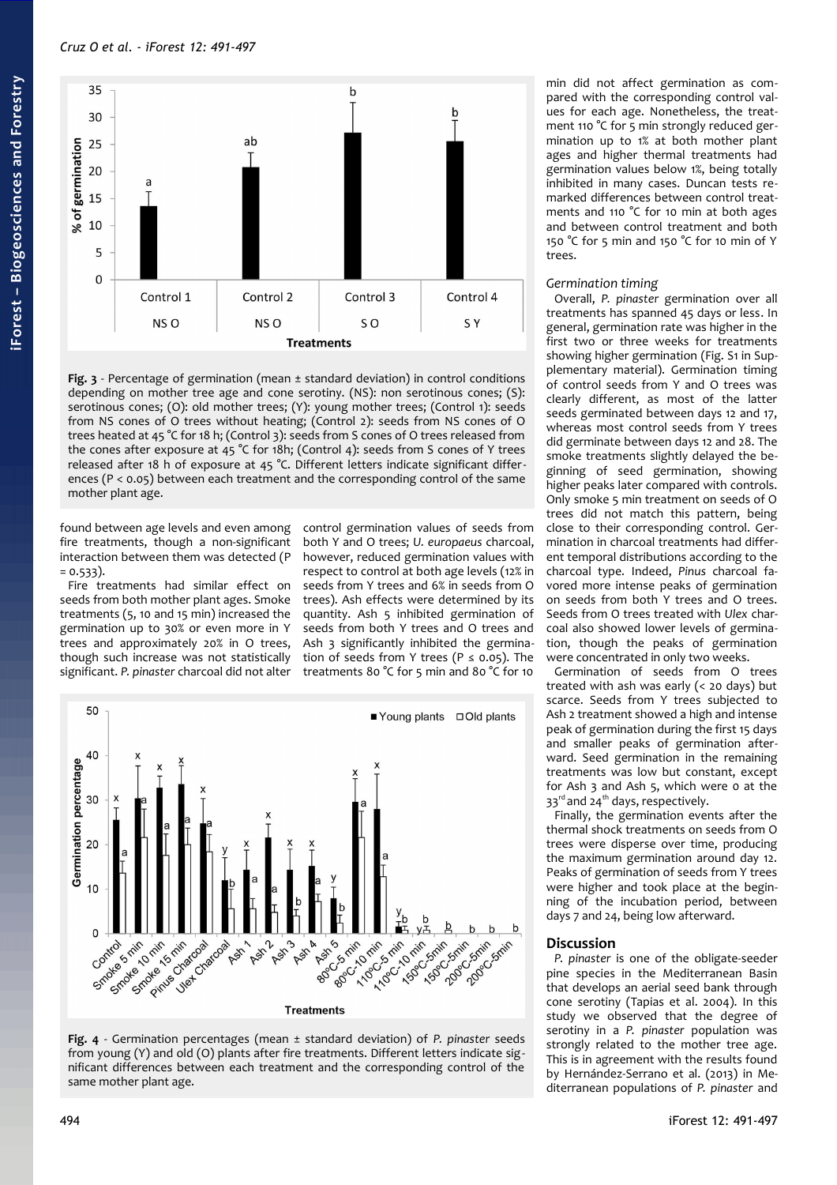Fig. 3 - Percentage of germination (mean ± standard deviation) in control conditions depending on mother tree age and cone serotiny. (NS): non serotinous cones; (S): serotinous cones; (O): old mother trees; (Y): young mother trees; (Control 1): seeds from NS cones of O trees without heating; (Control 2): seeds from NS cones of O trees heated at 45 °C for 18 h; (Control 3): seeds from S cones of O trees released from the cones after exposure at 45 °C for 18h; (Control 4): seeds from S cones of Y trees released after 18 h of exposure at 45 °C. Different letters indicate significant differences (P < 0.05) between each treatment and the corresponding control of the same mother plant age.

found between age levels and even among fire treatments, though a non-significant interaction between them was detected (P = 0.533).

Fire treatments had similar effect on seeds from both mother plant ages. Smoke treatments (5, 10 and 15 min) increased the germination up to 30% or even more in Y trees and approximately 20% in O trees, though such increase was not statistically significant. *P. pinaster* charcoal did not alter control germination values of seeds from both Y and O trees; *U. europaeus* charcoal, however, reduced germination values with respect to control at both age levels (12% in seeds from Y trees and 6% in seeds from O trees). Ash effects were determined by its quantity. Ash 5 inhibited germination of seeds from both Y trees and O trees and Ash 3 significantly inhibited the germination of seeds from Y trees (P ≤ 0.05). The treatments 80 °C for 5 min and 80 °C for 10 min did not affect germination as compared with the corresponding control values for each age. Nonetheless, the treatment 110 °C for 5 min strongly reduced germination up to 1% at both mother plant ages and higher thermal treatments had germination values below 1%, being totally inhibited in many cases. Duncan tests remarked differences between control treatments and 110 °C for 10 min at both ages and between control treatment and both 150 °C for 5 min and 150 °C for 10 min of Y trees.

Fig. 4 - Germination percentages (mean ± standard deviation) of *P. pinaster* seeds from young (Y) and old (O) plants after fire treatments. Different letters indicate significant differences between each treatment and the corresponding control of the same mother plant age.

### Germination timing

Overall, *P. pinaster* germination over all treatments has spanned 45 days or less. In general, germination rate was higher in the first two or three weeks for treatments showing higher germination (Fig. S1 in Supplementary material). Germination timing of control seeds from Y and O trees was clearly different, as most of the latter seeds germinated between days 12 and 17, whereas most control seeds from Y trees did germinate between days 12 and 28. The smoke treatments slightly delayed the beginning of seed germination, showing higher peaks later compared with controls. Only smoke 5 min treatment on seeds of O trees did not match this pattern, being close to their corresponding control. Germination in charcoal treatments had different temporal distributions according to the charcoal type. Indeed, *Pinus* charcoal favored more intense peaks of germination on seeds from both Y trees and O trees. Seeds from O trees treated with *Ulex* charcoal also showed lower levels of germination, though the peaks of germination were concentrated in only two weeks.

Germination of seeds from O trees treated with ash was early (< 20 days) but scarce. Seeds from Y trees subjected to Ash 2 treatment showed a high and intense peak of germination during the first 15 days and smaller peaks of germination afterward. Seed germination in the remaining treatments was low but constant, except for Ash 3 and Ash 5, which were 0 at the 33rd and 24th days, respectively.

Finally, the germination events after the thermal shock treatments on seeds from O trees were disperse over time, producing the maximum germination around day 12. Peaks of germination of seeds from Y trees were higher and took place at the beginning of the incubation period, between days 7 and 24, being low afterward.

## Discussion

*P. pinaster* is one of the obligate-seeder pine species in the Mediterranean Basin that develops an aerial seed bank through cone serotiny (Tapias et al. 2004). In this study we observed that the degree of serotiny in a *P. pinaster* population was strongly related to the mother tree age. This is in agreement with the results found by Hernández-Serrano et al. (2013) in Mediterranean populations of *P. pinaster* and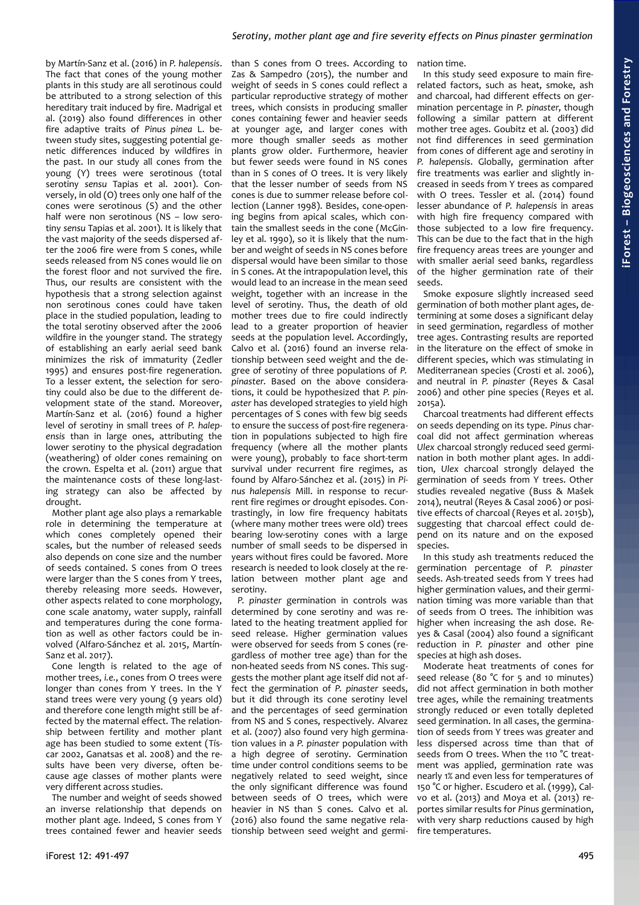by Martín-Sanz et al. (2016) in *P. halepensis*. The fact that cones of the young mother plants in this study are all serotinous could be attributed to a strong selection of this hereditary trait induced by fire. Madrigal et al. (2019) also found differences in other fire adaptive traits of *Pinus pinea* L. between study sites, suggesting potential genetic differences induced by wildfires in the past. In our study all cones from the young (Y) trees were serotinous (total serotiny *sensu* Tapias et al. 2001). Conversely, in old (O) trees only one half of the cones were serotinous (S) and the other half were non serotinous (NS – low serotiny *sensu* Tapias et al. 2001). It is likely that the vast majority of the seeds dispersed after the 2006 fire were from S cones, while seeds released from NS cones would lie on the forest floor and not survived the fire. Thus, our results are consistent with the hypothesis that a strong selection against non serotinous cones could have taken place in the studied population, leading to the total serotiny observed after the 2006 wildfire in the younger stand. The strategy of establishing an early aerial seed bank minimizes the risk of immaturity (Zedler 1995) and ensures post-fire regeneration. To a lesser extent, the selection for serotiny could also be due to the different development state of the stand. Moreover, Martín-Sanz et al. (2016) found a higher level of serotiny in small trees of *P. halepensis* than in large ones, attributing the lower serotiny to the physical degradation (weathering) of older cones remaining on the crown. Espelta et al. (2011) argue that the maintenance costs of these long-lasting strategy can also be affected by drought.

Mother plant age also plays a remarkable role in determining the temperature at which cones completely opened their scales, but the number of released seeds also depends on cone size and the number of seeds contained. S cones from O trees were larger than the S cones from Y trees, thereby releasing more seeds. However, other aspects related to cone morphology, cone scale anatomy, water supply, rainfall and temperatures during the cone formation as well as other factors could be involved (Alfaro-Sánchez et al. 2015, Martín-Sanz et al. 2017).

Cone length is related to the age of mother trees, *i.e.*, cones from O trees were longer than cones from Y trees. In the Y stand trees were very young (9 years old) and therefore cone length might still be affected by the maternal effect. The relationship between fertility and mother plant age has been studied to some extent (Tíscar 2002, Ganatsas et al. 2008) and the results have been very diverse, often because age classes of mother plants were very different across studies.

The number and weight of seeds showed an inverse relationship that depends on mother plant age. Indeed, S cones from Y trees contained fewer and heavier seeds than S cones from O trees. According to Zas & Sampedro (2015), the number and weight of seeds in S cones could reflect a particular reproductive strategy of mother trees, which consists in producing smaller cones containing fewer and heavier seeds at younger age, and larger cones with more though smaller seeds as mother plants grow older. Furthermore, heavier but fewer seeds were found in NS cones than in S cones of O trees. It is very likely that the lesser number of seeds from NS cones is due to summer release before collection (Lanner 1998). Besides, cone-opening begins from apical scales, which contain the smallest seeds in the cone (McGinley et al. 1990), so it is likely that the number and weight of seeds in NS cones before dispersal would have been similar to those in S cones. At the intrapopulation level, this would lead to an increase in the mean seed weight, together with an increase in the level of serotiny. Thus, the death of old mother trees due to fire could indirectly lead to a greater proportion of heavier seeds at the population level. Accordingly, Calvo et al. (2016) found an inverse relationship between seed weight and the degree of serotiny of three populations of *P. pinaster*. Based on the above considerations, it could be hypothesized that *P. pinaster* has developed strategies to yield high percentages of S cones with few big seeds to ensure the success of post-fire regeneration in populations subjected to high fire frequency (where all the mother plants were young), probably to face short-term survival under recurrent fire regimes, as found by Alfaro-Sánchez et al. (2015) in *Pinus halepensis* Mill. in response to recurrent fire regimes or drought episodes. Contrastingly, in low fire frequency habitats (where many mother trees were old) trees bearing low-serotiny cones with a large number of small seeds to be dispersed in years without fires could be favored. More research is needed to look closely at the relation between mother plant age and serotiny.

*P. pinaster* germination in controls was determined by cone serotiny and was related to the heating treatment applied for seed release. Higher germination values were observed for seeds from S cones (regardless of mother tree age) than for the non-heated seeds from NS cones. This suggests the mother plant age itself did not affect the germination of *P. pinaster* seeds, but it did through its cone serotiny level and the percentages of seed germination from NS and S cones, respectively. Alvarez et al. (2007) also found very high germination values in a *P. pinaster* population with a high degree of serotiny. Germination time under control conditions seems to be negatively related to seed weight, since the only significant difference was found between seeds of O trees, which were heavier in NS than S cones. Calvo et al. (2016) also found the same negative relationship between seed weight and germination time.

In this study seed exposure to main fire-related factors, such as heat, smoke, ash and charcoal, had different effects on germination percentage in *P. pinaster*, though following a similar pattern at different mother tree ages. Goubitz et al. (2003) did not find differences in seed germination from cones of different age and serotiny in *P. halepensis*. Globally, germination after fire treatments was earlier and slightly increased in seeds from Y trees as compared with O trees. Tessler et al. (2014) found lesser abundance of *P. halepensis* in areas with high fire frequency compared with those subjected to a low fire frequency. This can be due to the fact that in the high fire frequency areas trees are younger and with smaller aerial seed banks, regardless of the higher germination rate of their seeds.

Smoke exposure slightly increased seed germination of both mother plant ages, determining at some doses a significant delay in seed germination, regardless of mother tree ages. Contrasting results are reported in the literature on the effect of smoke in different species, which was stimulating in Mediterranean species (Crosti et al. 2006), and neutral in *P. pinaster* (Reyes & Casal 2006) and other pine species (Reyes et al. 2015a).

Charcoal treatments had different effects on seeds depending on its type. *Pinus* charcoal did not affect germination whereas *Ulex* charcoal strongly reduced seed germination in both mother plant ages. In addition, *Ulex* charcoal strongly delayed the germination of seeds from Y trees. Other studies revealed negative (Buss & Mašek 2014), neutral (Reyes & Casal 2006) or positive effects of charcoal (Reyes et al. 2015b), suggesting that charcoal effect could depend on its nature and on the exposed species.

In this study ash treatments reduced the germination percentage of *P. pinaster* seeds. Ash-treated seeds from Y trees had higher germination values, and their germination timing was more variable than that of seeds from O trees. The inhibition was higher when increasing the ash dose. Reyes & Casal (2004) also found a significant reduction in *P. pinaster* and other pine species at high ash doses.

Moderate heat treatments of cones for seed release (80 °C for 5 and 10 minutes) did not affect germination in both mother tree ages, while the remaining treatments strongly reduced or even totally depleted seed germination. In all cases, the germination of seeds from Y trees was greater and less dispersed across time than that of seeds from O trees. When the 110 °C treatment was applied, germination rate was nearly 1% and even less for temperatures of 150 °C or higher. Escudero et al. (1999), Calvo et al. (2013) and Moya et al. (2013) reportes similar results for *Pinus* germination, with very sharp reductions caused by high fire temperatures.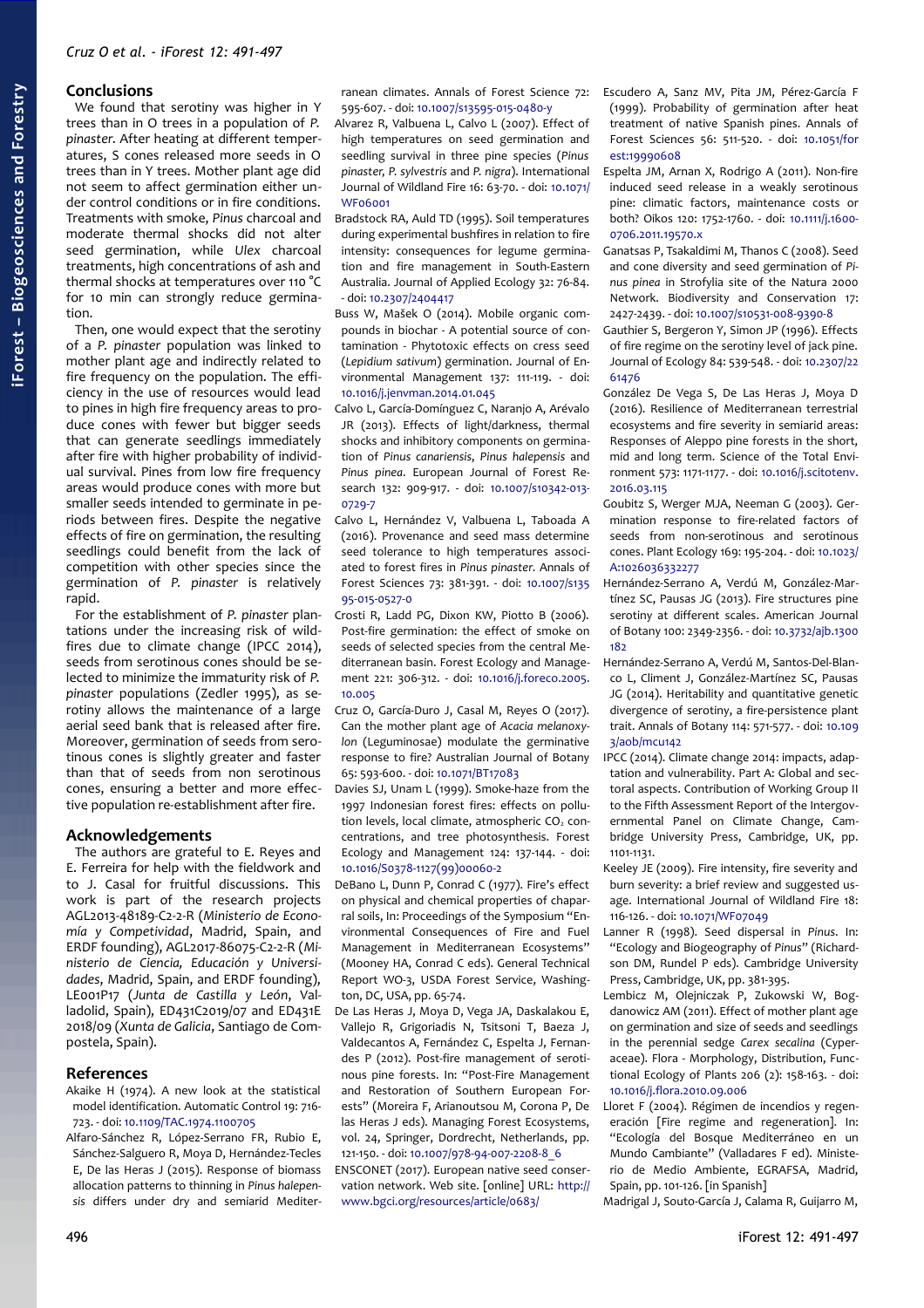## Conclusions

We found that serotiny was higher in Y trees than in O trees in a population of *P. pinaster*. After heating at different temperatures, S cones released more seeds in O trees than in Y trees. Mother plant age did not seem to affect germination either under control conditions or in fire conditions. Treatments with smoke, *Pinus* charcoal and moderate thermal shocks did not alter seed germination, while *Ulex* charcoal treatments, high concentrations of ash and thermal shocks at temperatures over 110 °C for 10 min can strongly reduce germination.

Then, one would expect that the serotiny of a *P. pinaster* population was linked to mother plant age and indirectly related to fire frequency on the population. The efficiency in the use of resources would lead to pines in high fire frequency areas to produce cones with fewer but bigger seeds that can generate seedlings immediately after fire with higher probability of individual survival. Pines from low fire frequency areas would produce cones with more but smaller seeds intended to germinate in periods between fires. Despite the negative effects of fire on germination, the resulting seedlings could benefit from the lack of competition with other species since the germination of *P. pinaster* is relatively rapid.

For the establishment of *P. pinaster* plantations under the increasing risk of wildfires due to climate change (IPCC 2014), seeds from serotinous cones should be selected to minimize the immaturity risk of *P. pinaster* populations (Zedler 1995), as serotiny allows the maintenance of a large aerial seed bank that is released after fire. Moreover, germination of seeds from serotinous cones is slightly greater and faster than that of seeds from non serotinous cones, ensuring a better and more effective population re-establishment after fire.

## Acknowledgements

The authors are grateful to E. Reyes and E. Ferreira for help with the fieldwork and to J. Casal for fruitful discussions. This work is part of the research projects AGL2013-48189-C2-2-R (*Ministerio de Economía y Competividad*, Madrid, Spain, and ERDF founding), AGL2017-86075-C2-2-R (*Ministerio de Ciencia, Educación y Universidades*, Madrid, Spain, and ERDF founding), LE001P17 (*Junta de Castilla y León*, Valladolid, Spain), ED431C2019/07 and ED431E 2018/09 (*Xunta de Galicia*, Santiago de Compostela, Spain).

## References

Akaike H (1974). A new look at the statistical model identification. Automatic Control 19: 716-723. - doi: 10.1109/TAC.1974.1100705

Alfaro-Sánchez R, López-Serrano FR, Rubio E, Sánchez-Salguero R, Moya D, Hernández-Tecles E, De Las Heras J (2015). Response of biomass allocation patterns to thinning in *Pinus halepensis* differs under dry and semiarid Mediterranean climates. Annals of Forest Science 72: 595-607. - doi: 10.1007/s13595-015-0480-y

Alvarez R, Valbuena L, Calvo L (2007). Effect of high temperatures on seed germination and seedling survival in three pine species (*Pinus pinaster, P. sylvestris* and *P. nigra*). International Journal of Wildland Fire 16: 63-70. - doi: 10.1071/WF06001

Bradstock RA, Auld TD (1995). Soil temperatures during experimental bushfires in relation to fire intensity: consequences for legume germination and fire management in South-Eastern Australia. Journal of Applied Ecology 32: 76-84. - doi: 10.2307/2404417

Buss W, Mašek O (2014). Mobile organic compounds in biochar - A potential source of contamination - Phytotoxic effects on cress seed (*Lepidium sativum*) germination. Journal of Environmental Management 137: 111-119. - doi: 10.1016/j.jenvman.2014.01.045

Calvo L, García-Domínguez C, Naranjo A, Arévalo JR (2013). Effects of light/darkness, thermal shocks and inhibitory components on germination of *Pinus canariensis, Pinus halepensis* and *Pinus pinea*. European Journal of Forest Research 132: 909-917. - doi: 10.1007/s10342-013-0729-7

Calvo L, Hernández V, Valbuena L, Taboada A (2016). Provenance and seed mass determine seed tolerance to high temperatures associated to forest fires in *Pinus pinaster*. Annals of Forest Sciences 73: 381-391. - doi: 10.1007/s13595-015-0527-0

Crosti R, Ladd PG, Dixon KW, Piotto B (2006). Post-fire germination: the effect of smoke on seeds of selected species from the central Mediterranean basin. Forest Ecology and Management 221: 306-312. - doi: 10.1016/j.foreco.2005.10.005

Cruz O, García-Duro J, Casal M, Reyes O (2017). Can the mother plant age of *Acacia melanoxylon* (Leguminosae) modulate the germinative response to fire? Australian Journal of Botany 65: 593-600. - doi: 10.1071/BT17083

Davies SJ, Unam L (1999). Smoke-haze from the 1997 Indonesian forest fires: effects on pollution levels, local climate, atmospheric $CO_2$ concentrations, and tree photosynthesis. Forest Ecology and Management 124: 137-144. - doi: 10.1016/S0378-1127(99)00060-2

DeBano L, Dunn P, Conrad C (1977). Fire's effect on physical and chemical properties of chaparral soils, In: Proceedings of the Symposium "Environmental Consequences of Fire and Fuel Management in Mediterranean Ecosystems" (Mooney HA, Conrad C eds). General Technical Report WO-3, USDA Forest Service, Washington, DC, USA, pp. 65-74.

De Las Heras J, Moya D, Vega JA, Daskalakou E, Vallejo R, Grigoriadis N, Tsitsoni T, Baeza J, Valdecantos A, Fernández C, Espelta J, Fernandes P (2012). Post-fire management of serotinous pine forests. In: "Post-Fire Management and Restoration of Southern European Forests" (Moreira F, Arianoutsou M, Corona P, De las Heras J eds). Managing Forest Ecosystems, vol. 24, Springer, Dordrecht, Netherlands, pp. 121-150. - doi: 10.1007/978-94-007-2208-8_6

ENSCONET (2017). European native seed conservation network. Web site. [online] URL: http://www.bgci.org/resources/article/0683/

Escudero A, Sanz MV, Pita JM, Pérez-García F (1999). Probability of germination after heat treatment of native Spanish pines. Annals of Forest Sciences 56: 511-520. - doi: 10.1051/forest:19990608

Espelta JM, Arnan X, Rodrigo A (2011). Non-fire induced seed release in a weakly serotinous pine: climatic factors, maintenance costs or both? Oikos 120: 1752-1760. - doi: 10.1111/j.1600-0706.2011.19570.x

Ganatsas P, Tsakaldimi M, Thanos C (2008). Seed and cone diversity and seed germination of *Pinus pinea* in Strofylia site of the Natura 2000 Network. Biodiversity and Conservation 17: 2427-2439. - doi: 10.1007/s10531-008-9390-8

Gauthier S, Bergeron Y, Simon JP (1996). Effects of fire regime on the serotiny level of jack pine. Journal of Ecology 84: 539-548. - doi: 10.2307/2261476

González De Vega S, De Las Heras J, Moya D (2016). Resilience of Mediterranean terrestrial ecosystems and fire severity in semiarid areas: Responses of Aleppo pine forests in the short, mid and long term. Science of the Total Environment 573: 1171-1177. - doi: 10.1016/j.scitotenv.2016.03.115

Goubitz S, Werger MJA, Neeman G (2003). Germination response to fire-related factors of seeds from non-serotinous and serotinous cones. Plant Ecology 169: 195-204. - doi: 10.1023/A:1026036332277

Hernández-Serrano A, Verdú M, González-Martínez SC, Pausas JG (2013). Fire structures pine serotiny at different scales. American Journal of Botany 100: 2349-2356. - doi: 10.3732/ajb.1300182

Hernández-Serrano A, Verdú M, Santos-Del-Blanco L, Climent J, González-Martínez SC, Pausas JG (2014). Heritability and quantitative genetic divergence of serotiny, a fire-persistence plant trait. Annals of Botany 114: 571-577. - doi: 10.1093/aob/mcu142

IPCC (2014). Climate change 2014: impacts, adaptation and vulnerability. Part A: Global and sectoral aspects. Contribution of Working Group II to the Fifth Assessment Report of the Intergovernmental Panel on Climate Change, Cambridge University Press, Cambridge, UK, pp. 1101-1131.

Keeley JE (2009). Fire intensity, fire severity and burn severity: a brief review and suggested usage. International Journal of Wildland Fire 18: 116-126. - doi: 10.1071/WF07049

Lanner R (1998). Seed dispersal in *Pinus*. In: "Ecology and Biogeography of *Pinus*" (Richardson DM, Rundel P eds). Cambridge University Press, Cambridge, UK, pp. 381-395.

Lembicz M, Olejniczak P, Zukowski W, Bogdanowicz AM (2011). Effect of mother plant age on germination and size of seeds and seedlings in the perennial sedge *Carex secalina* (Cyperaceae). Flora - Morphology, Distribution, Functional Ecology of Plants 206 (2): 158-163. - doi: 10.1016/j.flora.2010.09.006

Lloret F (2004). Régimen de incendios y regeneración [Fire regime and regeneration]. In: "Ecología del Bosque Mediterráneo en un Mundo Cambiante" (Valladares F ed). Ministerio de Medio Ambiente, EGRAFSA, Madrid, Spain, pp. 101-126. [in Spanish]

Madrigal J, Souto-García J, Calama R, Guijarro M,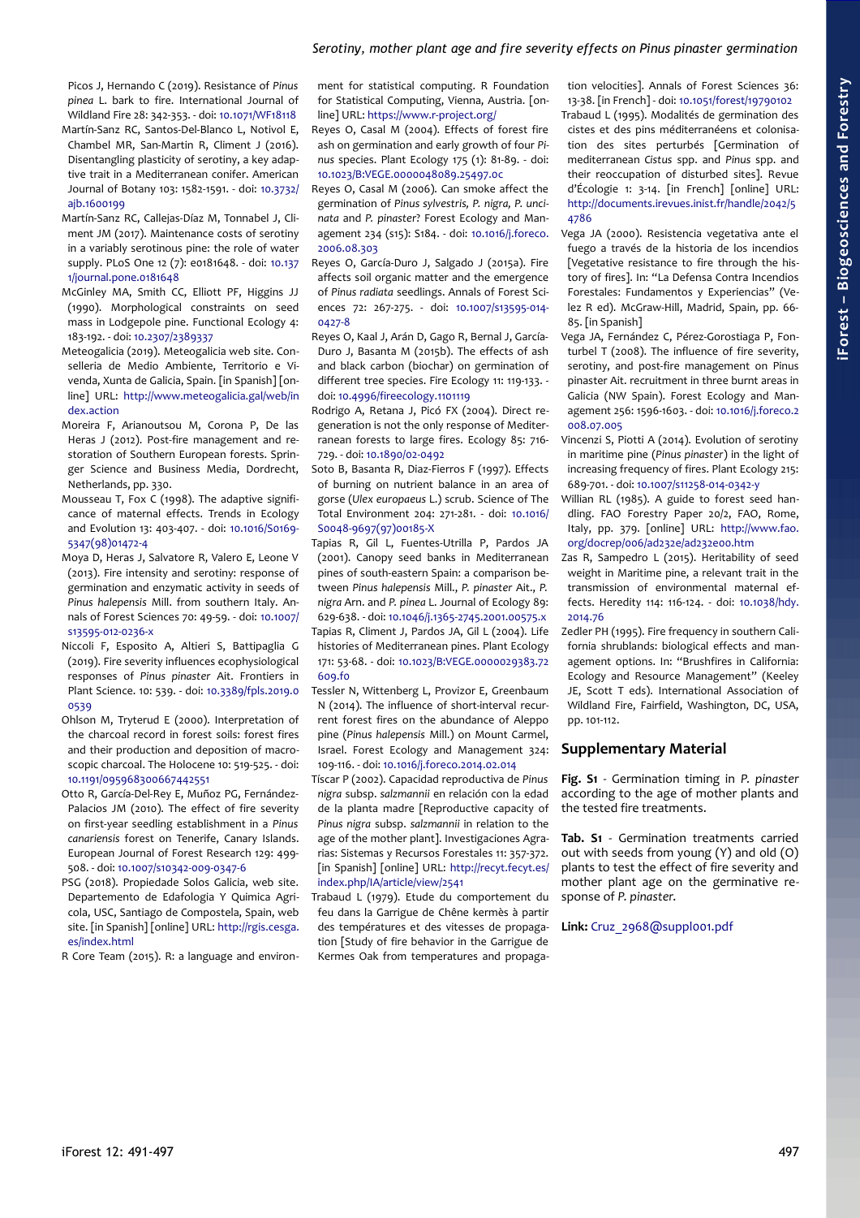Picos J, Hernando C (2019). Resistance of *Pinus pinea* L. bark to fire. International Journal of Wildland Fire 28: 342-353. - doi: 10.1071/WF18118

Martín-Sanz RC, Santos-Del-Blanco L, Notivol E, Chambel MR, San-Martin R, Climent J (2016). Disentangling plasticity of serotiny, a key adaptive trait in a Mediterranean conifer. American Journal of Botany 103: 1582-1591. - doi: 10.3732/ajb.1600199

Martín-Sanz RC, Callejas-Díaz M, Tonnabel J, Climent JM (2017). Maintenance costs of serotiny in a variably serotinous pine: the role of water supply. PLoS One 12 (7): e0181648. - doi: 10.1371/journal.pone.0181648

McGinley MA, Smith CC, Elliott PF, Higgins JJ (1990). Morphological constraints on seed mass in Lodgepole pine. Functional Ecology 4: 183-192. - doi: 10.2307/2389337

Meteogalicia (2019). Meteogalicia web site. Conselleria de Medio Ambiente, Territorio e Vivenda, Xunta de Galicia, Spain. [in Spanish] [online] URL: http://www.meteogalicia.gal/web/index.action

Moreira F, Arianoutsou M, Corona P, De las Heras J (2012). Post-fire management and restoration of Southern European forests. Springer Science and Business Media, Dordrecht, Netherlands, pp. 330.

Mousseau T, Fox C (1998). The adaptive significance of maternal effects. Trends in Ecology and Evolution 13: 403-407. - doi: 10.1016/S0169-5347(98)01472-4

Moya D, Heras J, Salvatore R, Valero E, Leone V (2013). Fire intensity and serotiny: response of germination and enzymatic activity in seeds of *Pinus halepensis* Mill. from southern Italy. Annals of Forest Sciences 70: 49-59. - doi: 10.1007/s13595-012-0236-x

Niccoli F, Esposito A, Altieri S, Battipaglia G (2019). Fire severity influences ecophysiological responses of *Pinus pinaster* Ait. Frontiers in Plant Science. 10: 539. - doi: 10.3389/fpls.2019.00539

Ohlson M, Tryterud E (2000). Interpretation of the charcoal record in forest soils: forest fires and their production and deposition of macroscopic charcoal. The Holocene 10: 519-525. - doi: 10.1191/095968300667442551

Otto R, García-Del-Rey E, Muñoz PG, Fernández-Palacios JM (2010). The effect of fire severity on first-year seedling establishment in a *Pinus canariensis* forest on Tenerife, Canary Islands. European Journal of Forest Research 129: 499-508. - doi: 10.1007/s10342-009-0347-6

PSG (2018). Propiedade Solos Galicia, web site. Departemento de Edafologia Y Quimica Agricola, USC, Santiago de Compostela, Spain, web site. [in Spanish] [online] URL: http://rgis.cesga.es/index.html

R Core Team (2015). R: a language and environment for statistical computing. R Foundation for Statistical Computing, Vienna, Austria. [online] URL: https://www.r-project.org/

Reyes O, Casal M (2004). Effects of forest fire ash on germination and early growth of four *Pinus* species. Plant Ecology 175 (1): 81-89. - doi: 10.1023/B:VEGE.0000048089.25497.0c

Reyes O, Casal M (2006). Can smoke affect the germination of *Pinus sylvestris, P. nigra, P. uncinata* and *P. pinaster*? Forest Ecology and Management 234 (S15): S184. - doi: 10.1016/j.foreco.2006.08.303

Reyes O, García-Duro J, Salgado J (2015a). Fire affects soil organic matter and the emergence of *Pinus radiata* seedlings. Annals of Forest Sciences 72: 267-275. - doi: 10.1007/s13595-014-0427-8

Reyes O, Kaal J, Arán D, Gago R, Bernal J, García-Duro J, Basanta M (2015b). The effects of ash and black carbon (biochar) on germination of different tree species. Fire Ecology 11: 119-133. - doi: 10.4996/fireecology.1101119

Rodrigo A, Retana J, Picó FX (2004). Direct regeneration is not the only response of Mediterranean forests to large fires. Ecology 85: 716-729. - doi: 10.1890/02-0492

Soto B, Basanta R, Diaz-Fierros F (1997). Effects of burning on nutrient balance in an area of gorse (*Ulex europaeus* L.) scrub. Science of The Total Environment 204: 271-281. - doi: 10.1016/S0048-9697(97)00185-X

Tapias R, Gil L, Fuentes-Utrilla P, Pardos JA (2001). Canopy seed banks in Mediterranean pines of south-eastern Spain: a comparison between *Pinus halepensis* Mill., *P. pinaster* Ait., *P. nigra* Arn. and *P. pinea* L. Journal of Ecology 89: 629-638. - doi: 10.1046/j.1365-2745.2001.00575.x

Tapias R, Climent J, Pardos JA, Gil L (2004). Life histories of Mediterranean pines. Plant Ecology 171: 53-68. - doi: 10.1023/B:VEGE.0000029383.72609.f0

Tessler N, Wittenberg L, Provizor E, Greenbaum N (2014). The influence of short-interval recurrent forest fires on the abundance of Aleppo pine (*Pinus halepensis* Mill.) on Mount Carmel, Israel. Forest Ecology and Management 324: 109-116. - doi: 10.1016/j.foreco.2014.02.014

Tíscar P (2002). Capacidad reproductiva de *Pinus nigra* subsp. *salzmannii* en relación con la edad de la planta madre [Reproductive capacity of *Pinus nigra* subsp. *salzmannii* in relation to the age of the mother plant]. Investigaciones Agrarias: Sistemas y Recursos Forestales 11: 357-372. [in Spanish] [online] URL: http://recyt.fecyt.es/index.php/IA/article/view/2541

Trabaud L (1979). Etude du comportement du feu dans la Garrigue de Chêne kermès à partir des températures et des vitesses de propagation [Study of fire behavior in the Garrigue de Kermes Oak from temperatures and propagation velocities]. Annals of Forest Sciences 36: 13-38. [in French] - doi: 10.1051/forest/19790102

Trabaud L (1995). Modalités de germination des cistes et des pins méditerranéens et colonisation des sites perturbés [Germination of mediterranean *Cistus* spp. and *Pinus* spp. and their reoccupation of disturbed sites]. Revue d'Écologie 1: 3-14. [in French] [online] URL: http://documents.irevues.inist.fr/handle/2042/54786

Vega JA (2000). Resistencia vegetativa ante el fuego a través de la historia de los incendios [Vegetative resistance to fire through the history of fires]. In: "La Defensa Contra Incendios Forestales: Fundamentos y Experiencias" (Velez R ed). McGraw-Hill, Madrid, Spain, pp. 66-85. [in Spanish]

Vega JA, Fernández C, Pérez-Gorostiaga P, Fonturbel T (2008). The influence of fire severity, serotiny, and post-fire management on Pinus pinaster Ait. recruitment in three burnt areas in Galicia (NW Spain). Forest Ecology and Management 256: 1596-1603. - doi: 10.1016/j.foreco.2008.07.005

Vincenzi S, Piotti A (2014). Evolution of serotiny in maritime pine (*Pinus pinaster*) in the light of increasing frequency of fires. Plant Ecology 215: 689-701. - doi: 10.1007/s11258-014-0342-y

Willian RL (1985). A guide to forest seed handling. FAO Forestry Paper 20/2, FAO, Rome, Italy, pp. 379. [online] URL: http://www.fao.org/docrep/006/ad232e/ad232e00.htm

Zas R, Sampedro L (2015). Heritability of seed weight in Maritime pine, a relevant trait in the transmission of environmental maternal effects. Heredity 114: 116-124. - doi: 10.1038/hdy.2014.76

Zedler PH (1995). Fire frequency in southern California shrublands: biological effects and management options. In: "Brushfires in California: Ecology and Resource Management" (Keeley JE, Scott T eds). International Association of Wildland Fire, Fairfield, Washington, DC, USA, pp. 101-112.

## Supplementary Material

**Fig. S1** - Germination timing in *P. pinaster* according to the age of mother plants and the tested fire treatments.

**Tab. S1** - Germination treatments carried out with seeds from young (Y) and old (O) plants to test the effect of fire severity and mother plant age on the germinative response of *P. pinaster*.

**Link:** Cruz_2968@suppl001.pdf